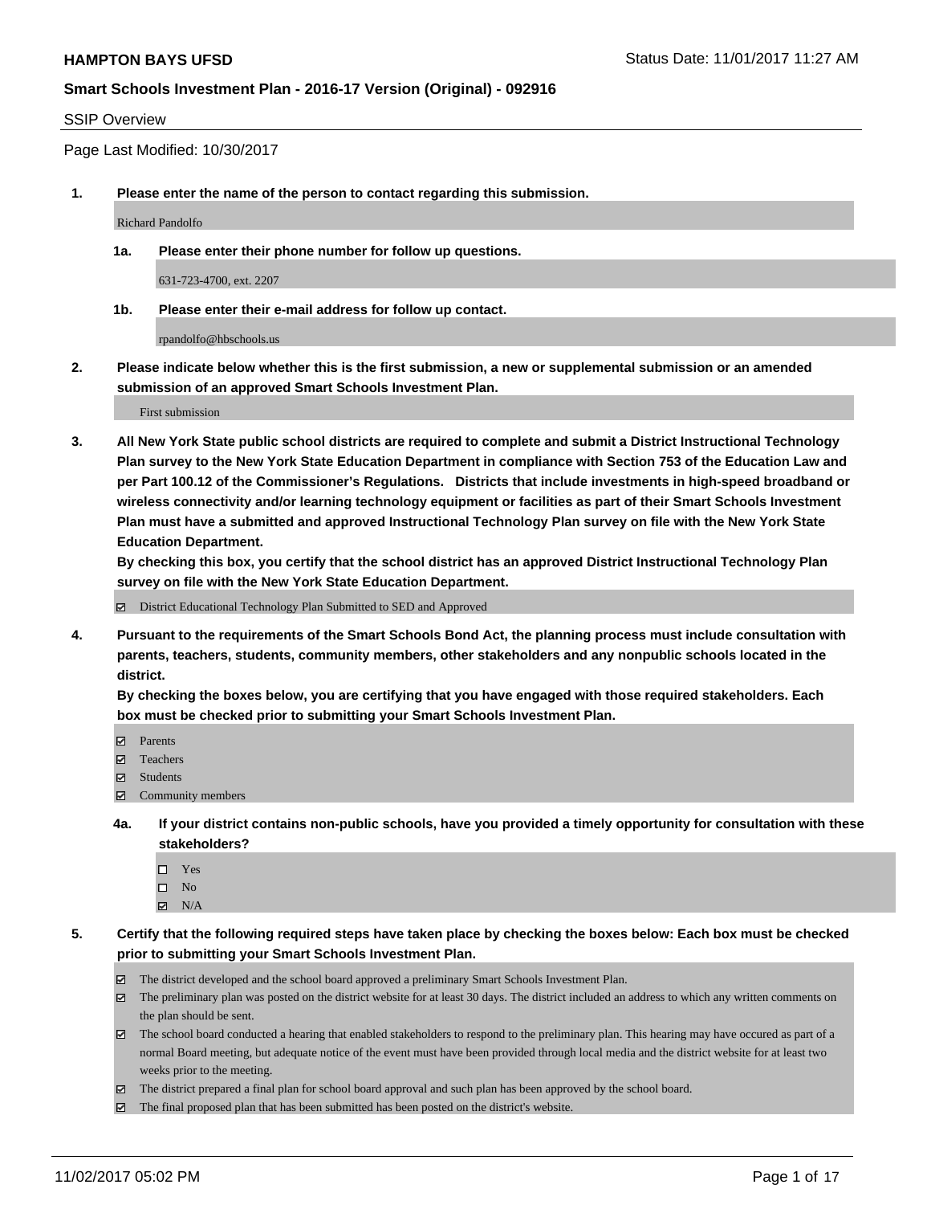**HAMPTON BAYS UFSD** Status Date: 11/01/2017 11:27 AM

**Smart Schools Investment Plan - 2016-17 Version (Original) - 092916**

SSIP Overview

Page Last Modified: 10/30/2017

**1. Please enter the name of the person to contact regarding this submission.**

Richard Pandolfo

**1a. Please enter their phone number for follow up questions.**

631-723-4700, ext. 2207

**1b. Please enter their e-mail address for follow up contact.**

rpandolfo@hbschools.us

**2. Please indicate below whether this is the first submission, a new or supplemental submission or an amended submission of an approved Smart Schools Investment Plan.**

First submission

**3. All New York State public school districts are required to complete and submit a District Instructional Technology Plan survey to the New York State Education Department in compliance with Section 753 of the Education Law and per Part 100.12 of the Commissioner's Regulations. Districts that include investments in high-speed broadband or wireless connectivity and/or learning technology equipment or facilities as part of their Smart Schools Investment Plan must have a submitted and approved Instructional Technology Plan survey on file with the New York State Education Department.**
**By checking this box, you certify that the school district has an approved District Instructional Technology Plan survey on file with the New York State Education Department.**

- [x] District Educational Technology Plan Submitted to SED and Approved

**4. Pursuant to the requirements of the Smart Schools Bond Act, the planning process must include consultation with parents, teachers, students, community members, other stakeholders and any nonpublic schools located in the district.**
**By checking the boxes below, you are certifying that you have engaged with those required stakeholders. Each box must be checked prior to submitting your Smart Schools Investment Plan.**

- [x] Parents
- [x] Teachers
- [x] Students
- [x] Community members

**4a. If your district contains non-public schools, have you provided a timely opportunity for consultation with these stakeholders?**

- [ ] Yes
- [ ] No
- [x] N/A

**5. Certify that the following required steps have taken place by checking the boxes below: Each box must be checked prior to submitting your Smart Schools Investment Plan.**

- [x] The district developed and the school board approved a preliminary Smart Schools Investment Plan.
- [x] The preliminary plan was posted on the district website for at least 30 days. The district included an address to which any written comments on the plan should be sent.
- [x] The school board conducted a hearing that enabled stakeholders to respond to the preliminary plan. This hearing may have occured as part of a normal Board meeting, but adequate notice of the event must have been provided through local media and the district website for at least two weeks prior to the meeting.
- [x] The district prepared a final plan for school board approval and such plan has been approved by the school board.
- [x] The final proposed plan that has been submitted has been posted on the district's website.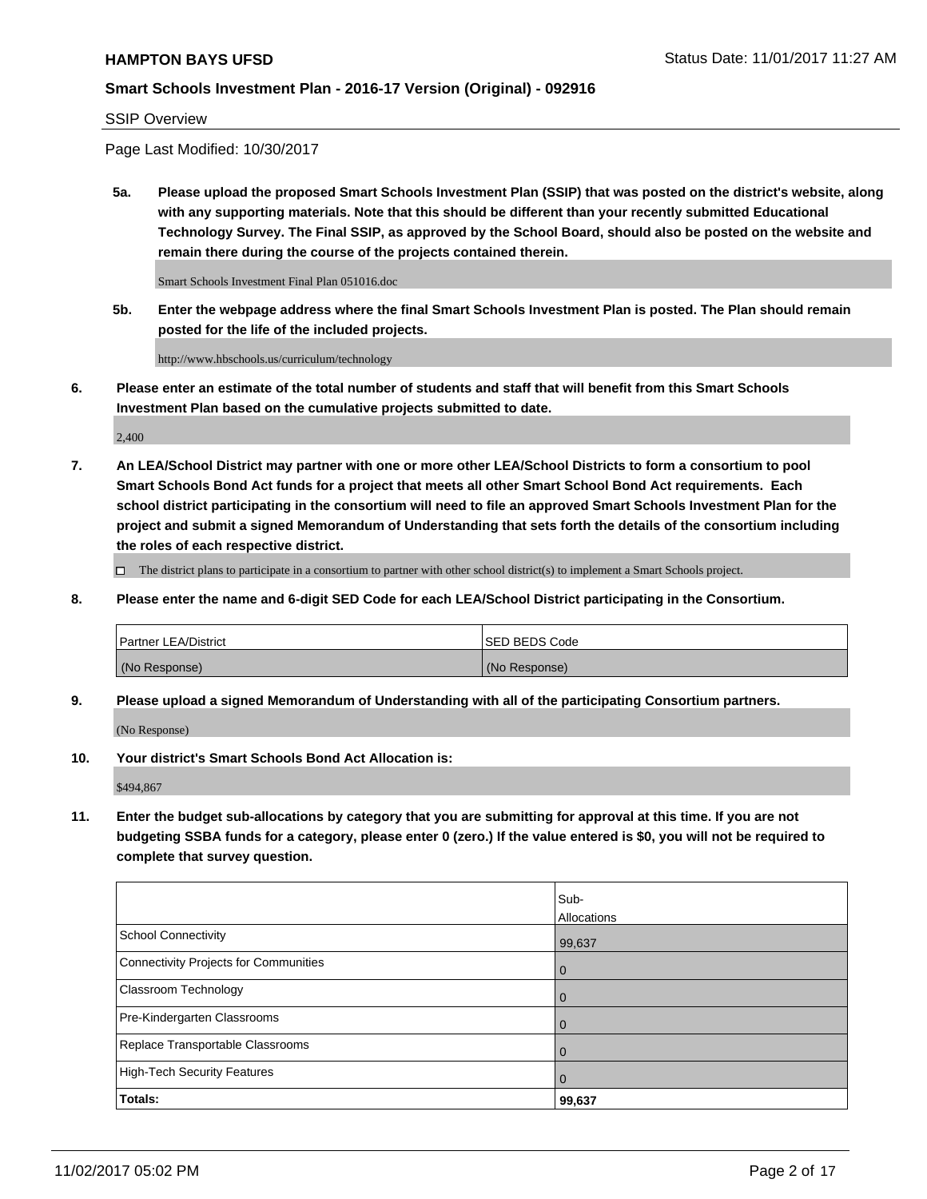SSIP Overview

Page Last Modified: 10/30/2017

**5a. Please upload the proposed Smart Schools Investment Plan (SSIP) that was posted on the district's website, along with any supporting materials. Note that this should be different than your recently submitted Educational Technology Survey. The Final SSIP, as approved by the School Board, should also be posted on the website and remain there during the course of the projects contained therein.**

Smart Schools Investment Final Plan 051016.doc

**5b. Enter the webpage address where the final Smart Schools Investment Plan is posted. The Plan should remain posted for the life of the included projects.**

http://www.hbschools.us/curriculum/technology

**6. Please enter an estimate of the total number of students and staff that will benefit from this Smart Schools Investment Plan based on the cumulative projects submitted to date.**

2,400

**7. An LEA/School District may partner with one or more other LEA/School Districts to form a consortium to pool Smart Schools Bond Act funds for a project that meets all other Smart School Bond Act requirements. Each school district participating in the consortium will need to file an approved Smart Schools Investment Plan for the project and submit a signed Memorandum of Understanding that sets forth the details of the consortium including the roles of each respective district.**

☐ The district plans to participate in a consortium to partner with other school district(s) to implement a Smart Schools project.

**8. Please enter the name and 6-digit SED Code for each LEA/School District participating in the Consortium.**

| Partner LEA/District | SED BEDS Code |
|---|---|
| (No Response) | (No Response) |

**9. Please upload a signed Memorandum of Understanding with all of the participating Consortium partners.**

(No Response)

**10. Your district's Smart Schools Bond Act Allocation is:**

$494,867

**11. Enter the budget sub-allocations by category that you are submitting for approval at this time. If you are not budgeting SSBA funds for a category, please enter 0 (zero.) If the value entered is $0, you will not be required to complete that survey question.**

| | Sub-Allocations |
|---|---|
| School Connectivity | 99,637 |
| Connectivity Projects for Communities | 0 |
| Classroom Technology | 0 |
| Pre-Kindergarten Classrooms | 0 |
| Replace Transportable Classrooms | 0 |
| High-Tech Security Features | 0 |
| **Totals:** | **99,637** |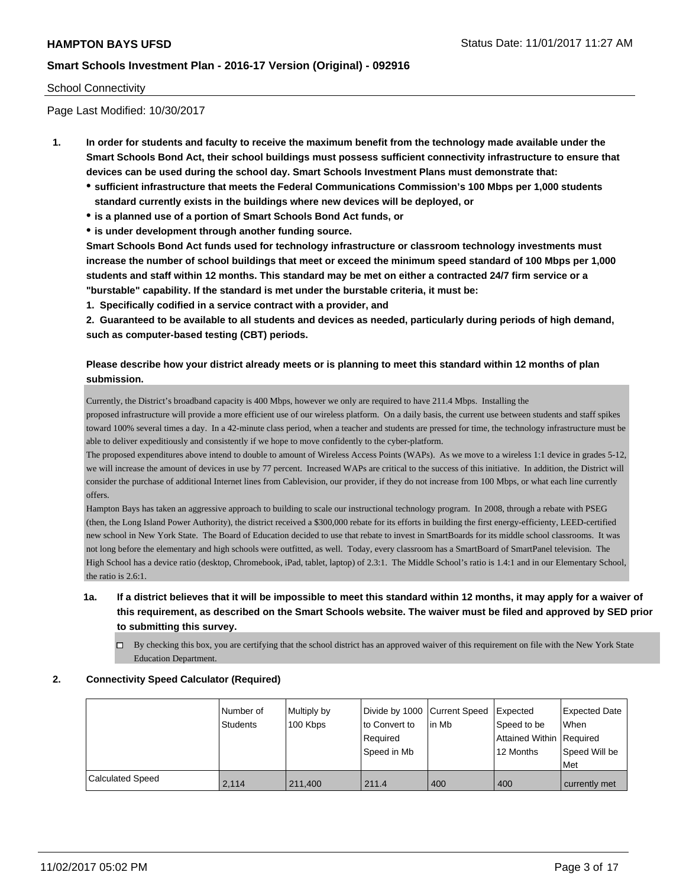School Connectivity

Page Last Modified: 10/30/2017

1. **In order for students and faculty to receive the maximum benefit from the technology made available under the Smart Schools Bond Act, their school buildings must possess sufficient connectivity infrastructure to ensure that devices can be used during the school day. Smart Schools Investment Plans must demonstrate that:**
   - **sufficient infrastructure that meets the Federal Communications Commission's 100 Mbps per 1,000 students standard currently exists in the buildings where new devices will be deployed, or**
   - **is a planned use of a portion of Smart Schools Bond Act funds, or**
   - **is under development through another funding source.**

   **Smart Schools Bond Act funds used for technology infrastructure or classroom technology investments must increase the number of school buildings that meet or exceed the minimum speed standard of 100 Mbps per 1,000 students and staff within 12 months. This standard may be met on either a contracted 24/7 firm service or a "burstable" capability. If the standard is met under the burstable criteria, it must be:**

   **1. Specifically codified in a service contract with a provider, and**

   **2. Guaranteed to be available to all students and devices as needed, particularly during periods of high demand, such as computer-based testing (CBT) periods.**

   **Please describe how your district already meets or is planning to meet this standard within 12 months of plan submission.**

   Currently, the District's broadband capacity is 400 Mbps, however we only are required to have 211.4 Mbps. Installing the proposed infrastructure will provide a more efficient use of our wireless platform. On a daily basis, the current use between students and staff spikes toward 100% several times a day. In a 42-minute class period, when a teacher and students are pressed for time, the technology infrastructure must be able to deliver expeditiously and consistently if we hope to move confidently to the cyber-platform.
   The proposed expenditures above intend to double to amount of Wireless Access Points (WAPs). As we move to a wireless 1:1 device in grades 5-12, we will increase the amount of devices in use by 77 percent. Increased WAPs are critical to the success of this initiative. In addition, the District will consider the purchase of additional Internet lines from Cablevision, our provider, if they do not increase from 100 Mbps, or what each line currently offers.
   Hampton Bays has taken an aggressive approach to building to scale our instructional technology program. In 2008, through a rebate with PSEG (then, the Long Island Power Authority), the district received a $300,000 rebate for its efforts in building the first energy-efficiency, LEED-certified new school in New York State. The Board of Education decided to use that rebate to invest in SmartBoards for its middle school classrooms. It was not long before the elementary and high schools were outfitted, as well. Today, every classroom has a SmartBoard of SmartPanel television. The High School has a device ratio (desktop, Chromebook, iPad, tablet, laptop) of 2.3:1. The Middle School's ratio is 1.4:1 and in our Elementary School, the ratio is 2.6:1.

   1a. **If a district believes that it will be impossible to meet this standard within 12 months, it may apply for a waiver of this requirement, as described on the Smart Schools website. The waiver must be filed and approved by SED prior to submitting this survey.**

   ☐ By checking this box, you are certifying that the school district has an approved waiver of this requirement on file with the New York State Education Department.

2. **Connectivity Speed Calculator (Required)**

| | Number of Students | Multiply by 100 Kbps | Divide by 1000 to Convert to Required Speed in Mb | Current Speed in Mb | Expected Speed to be Attained Within 12 Months | Expected Date When Required Speed Will be Met |
|---|---|---|---|---|---|---|
| Calculated Speed | 2,114 | 211,400 | 211.4 | 400 | 400 | currently met |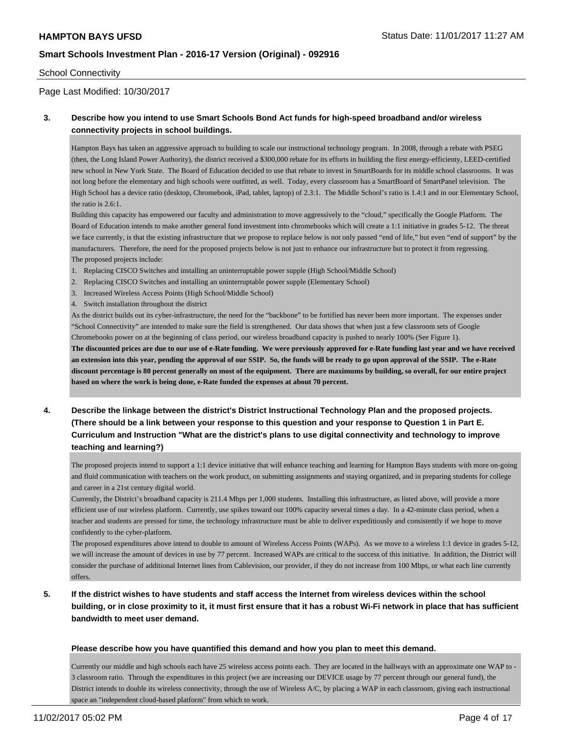School Connectivity

Page Last Modified: 10/30/2017

**3. Describe how you intend to use Smart Schools Bond Act funds for high-speed broadband and/or wireless connectivity projects in school buildings.**

Hampton Bays has taken an aggressive approach to building to scale our instructional technology program. In 2008, through a rebate with PSEG (then, the Long Island Power Authority), the district received a $300,000 rebate for its efforts in building the first energy-efficiency, LEED-certified new school in New York State. The Board of Education decided to use that rebate to invest in SmartBoards for its middle school classrooms. It was not long before the elementary and high schools were outfitted, as well. Today, every classroom has a SmartBoard of SmartPanel television. The High School has a device ratio (desktop, Chromebook, iPad, tablet, laptop) of 2.3:1. The Middle School's ratio is 1.4:1 and in our Elementary School, the ratio is 2.6:1.

Building this capacity has empowered our faculty and administration to move aggressively to the "cloud," specifically the Google Platform. The Board of Education intends to make another general fund investment into chromebooks which will create a 1:1 initiative in grades 5-12. The threat we face currently, is that the existing infrastructure that we propose to replace below is not only passed "end of life," but even "end of support" by the manufacturers. Therefore, the need for the proposed projects below is not just to enhance our infrastructure but to protect it from regressing.

The proposed projects include:

1. Replacing CISCO Switches and installing an uninterruptable power supple (High School/Middle School)
2. Replacing CISCO Switches and installing an uninterruptable power supple (Elementary School)
3. Increased Wireless Access Points (High School/Middle School)
4. Switch installation throughout the district

As the district builds out its cyber-infrastructure, the need for the "backbone" to be fortified has never been more important. The expenses under "School Connectivity" are intended to make sure the field is strengthened. Our data shows that when just a few classroom sets of Google Chromebooks power on at the beginning of class period, our wireless broadband capacity is pushed to nearly 100% (See Figure 1).

**The discounted prices are due to our use of e-Rate funding. We were previously approved for e-Rate funding last year and we have received an extension into this year, pending the approval of our SSIP. So, the funds will be ready to go upon approval of the SSIP. The e-Rate discount percentage is 80 percent generally on most of the equipment. There are maximums by building, so overall, for our entire project based on where the work is being done, e-Rate funded the expenses at about 70 percent.**

**4. Describe the linkage between the district's District Instructional Technology Plan and the proposed projects. (There should be a link between your response to this question and your response to Question 1 in Part E. Curriculum and Instruction "What are the district's plans to use digital connectivity and technology to improve teaching and learning?)**

The proposed projects intend to support a 1:1 device initiative that will enhance teaching and learning for Hampton Bays students with more on-going and fluid communication with teachers on the work product, on submitting assignments and staying organized, and in preparing students for college and career in a 21st century digital world.

Currently, the District's broadband capacity is 211.4 Mbps per 1,000 students. Installing this infrastructure, as listed above, will provide a more efficient use of our wireless platform. Currently, use spikes toward our 100% capacity several times a day. In a 42-minute class period, when a teacher and students are pressed for time, the technology infrastructure must be able to deliver expeditiously and consistently if we hope to move confidently to the cyber-platform.

The proposed expenditures above intend to double to amount of Wireless Access Points (WAPs). As we move to a wireless 1:1 device in grades 5-12, we will increase the amount of devices in use by 77 percent. Increased WAPs are critical to the success of this initiative. In addition, the District will consider the purchase of additional Internet lines from Cablevision, our provider, if they do not increase from 100 Mbps, or what each line currently offers.

**5. If the district wishes to have students and staff access the Internet from wireless devices within the school building, or in close proximity to it, it must first ensure that it has a robust Wi-Fi network in place that has sufficient bandwidth to meet user demand.**

**Please describe how you have quantified this demand and how you plan to meet this demand.**

Currently our middle and high schools each have 25 wireless access points each. They are located in the hallways with an approximate one WAP to - 3 classroom ratio. Through the expenditures in this project (we are increasing our DEVICE usage by 77 percent through our general fund), the District intends to double its wireless connectivity, through the use of Wireless A/C, by placing a WAP in each classroom, giving each instructional space an "independent cloud-based platform" from which to work.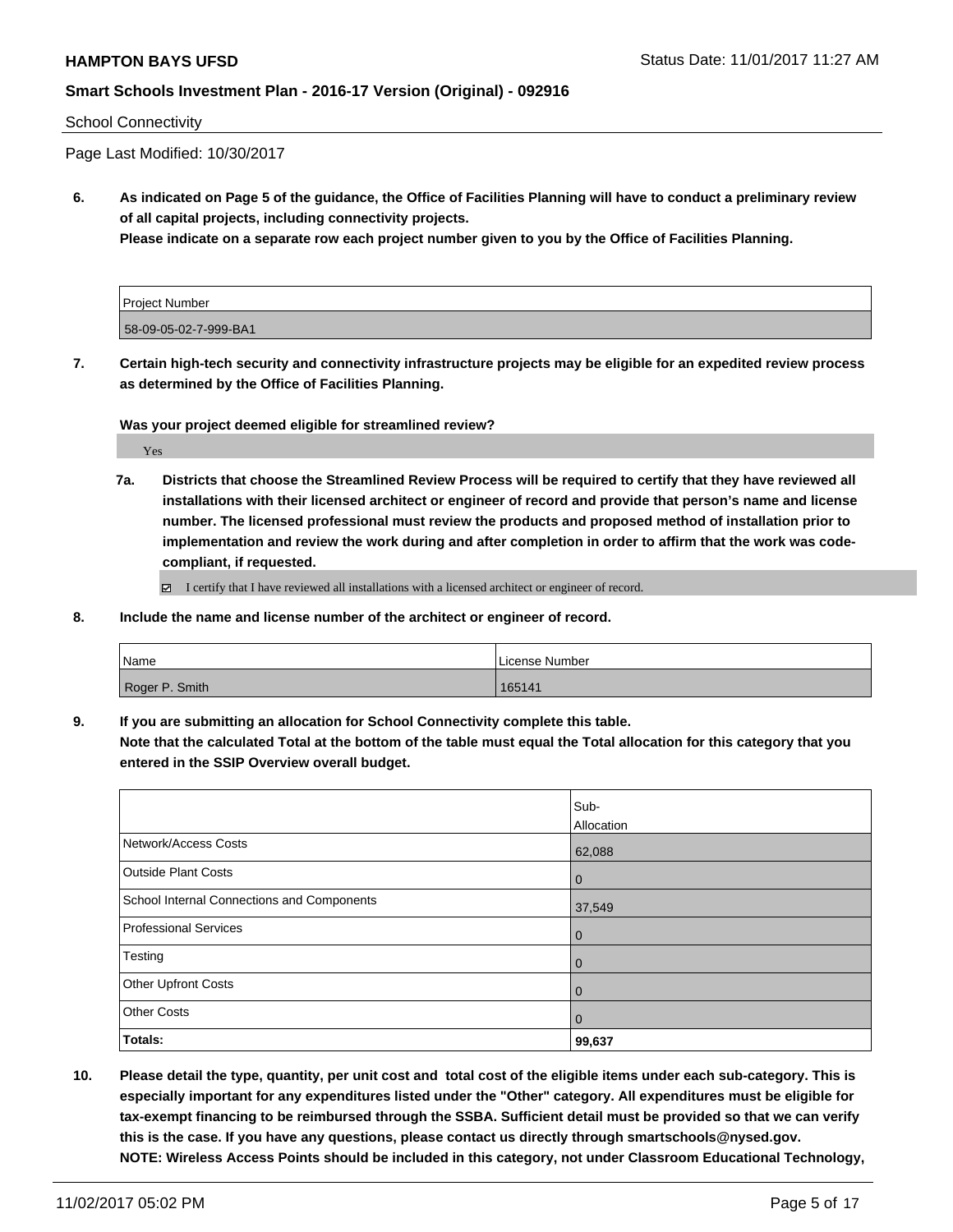School Connectivity

Page Last Modified: 10/30/2017

**6. As indicated on Page 5 of the guidance, the Office of Facilities Planning will have to conduct a preliminary review of all capital projects, including connectivity projects.**
**Please indicate on a separate row each project number given to you by the Office of Facilities Planning.**

| Project Number |
|---|
| 58-09-05-02-7-999-BA1 |

**7. Certain high-tech security and connectivity infrastructure projects may be eligible for an expedited review process as determined by the Office of Facilities Planning.**

**Was your project deemed eligible for streamlined review?**

Yes

**7a. Districts that choose the Streamlined Review Process will be required to certify that they have reviewed all installations with their licensed architect or engineer of record and provide that person's name and license number. The licensed professional must review the products and proposed method of installation prior to implementation and review the work during and after completion in order to affirm that the work was code-compliant, if requested.**

☑ I certify that I have reviewed all installations with a licensed architect or engineer of record.

**8. Include the name and license number of the architect or engineer of record.**

| Name | License Number |
|---|---|
| Roger P. Smith | 165141 |

**9. If you are submitting an allocation for School Connectivity complete this table.**
**Note that the calculated Total at the bottom of the table must equal the Total allocation for this category that you entered in the SSIP Overview overall budget.**

| | Sub-Allocation |
|---|---|
| Network/Access Costs | 62,088 |
| Outside Plant Costs | 0 |
| School Internal Connections and Components | 37,549 |
| Professional Services | 0 |
| Testing | 0 |
| Other Upfront Costs | 0 |
| Other Costs | 0 |
| **Totals:** | **99,637** |

**10. Please detail the type, quantity, per unit cost and total cost of the eligible items under each sub-category. This is especially important for any expenditures listed under the "Other" category. All expenditures must be eligible for tax-exempt financing to be reimbursed through the SSBA. Sufficient detail must be provided so that we can verify this is the case. If you have any questions, please contact us directly through smartschools@nysed.gov.**
**NOTE: Wireless Access Points should be included in this category, not under Classroom Educational Technology,**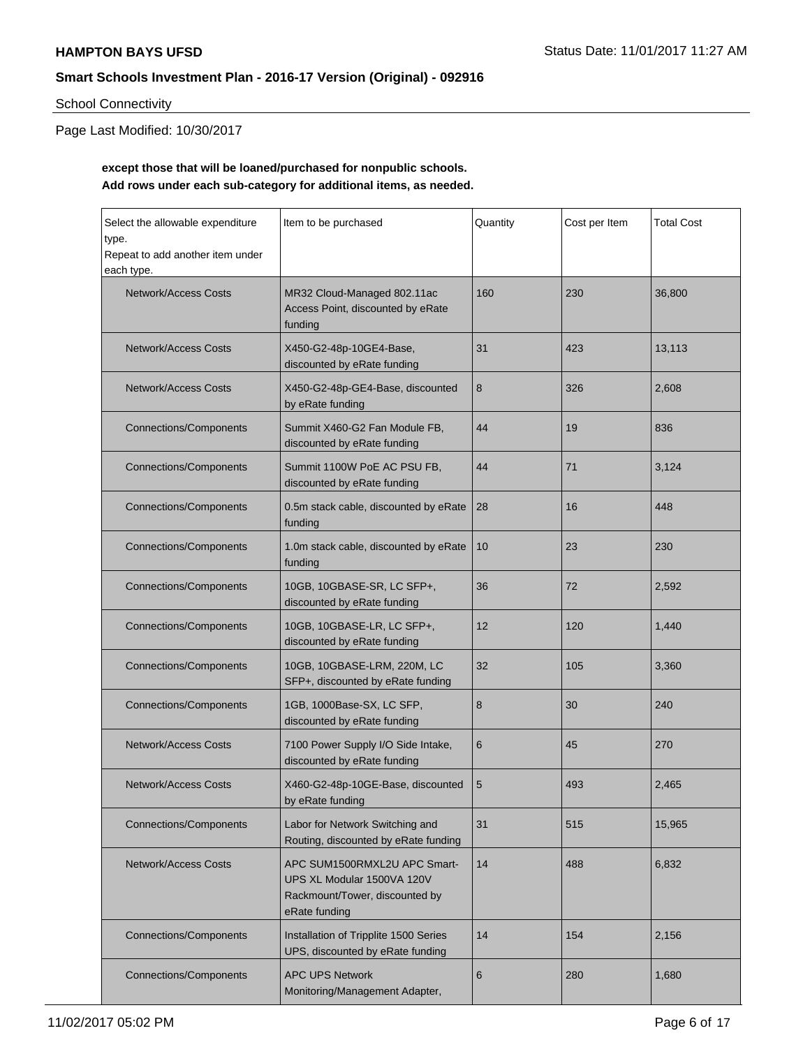School Connectivity

Page Last Modified: 10/30/2017

**except those that will be loaned/purchased for nonpublic schools.**
**Add rows under each sub-category for additional items, as needed.**

| Select the allowable expenditure type. Repeat to add another item under each type. | Item to be purchased | Quantity | Cost per Item | Total Cost |
|---|---|---|---|---|
| Network/Access Costs | MR32 Cloud-Managed 802.11ac Access Point, discounted by eRate funding | 160 | 230 | 36,800 |
| Network/Access Costs | X450-G2-48p-10GE4-Base, discounted by eRate funding | 31 | 423 | 13,113 |
| Network/Access Costs | X450-G2-48p-GE4-Base, discounted by eRate funding | 8 | 326 | 2,608 |
| Connections/Components | Summit X460-G2 Fan Module FB, discounted by eRate funding | 44 | 19 | 836 |
| Connections/Components | Summit 1100W PoE AC PSU FB, discounted by eRate funding | 44 | 71 | 3,124 |
| Connections/Components | 0.5m stack cable, discounted by eRate funding | 28 | 16 | 448 |
| Connections/Components | 1.0m stack cable, discounted by eRate funding | 10 | 23 | 230 |
| Connections/Components | 10GB, 10GBASE-SR, LC SFP+, discounted by eRate funding | 36 | 72 | 2,592 |
| Connections/Components | 10GB, 10GBASE-LR, LC SFP+, discounted by eRate funding | 12 | 120 | 1,440 |
| Connections/Components | 10GB, 10GBASE-LRM, 220M, LC SFP+, discounted by eRate funding | 32 | 105 | 3,360 |
| Connections/Components | 1GB, 1000Base-SX, LC SFP, discounted by eRate funding | 8 | 30 | 240 |
| Network/Access Costs | 7100 Power Supply I/O Side Intake, discounted by eRate funding | 6 | 45 | 270 |
| Network/Access Costs | X460-G2-48p-10GE-Base, discounted by eRate funding | 5 | 493 | 2,465 |
| Connections/Components | Labor for Network Switching and Routing, discounted by eRate funding | 31 | 515 | 15,965 |
| Network/Access Costs | APC SUM1500RMXL2U APC Smart-UPS XL Modular 1500VA 120V Rackmount/Tower, discounted by eRate funding | 14 | 488 | 6,832 |
| Connections/Components | Installation of Tripplite 1500 Series UPS, discounted by eRate funding | 14 | 154 | 2,156 |
| Connections/Components | APC UPS Network Monitoring/Management Adapter, | 6 | 280 | 1,680 |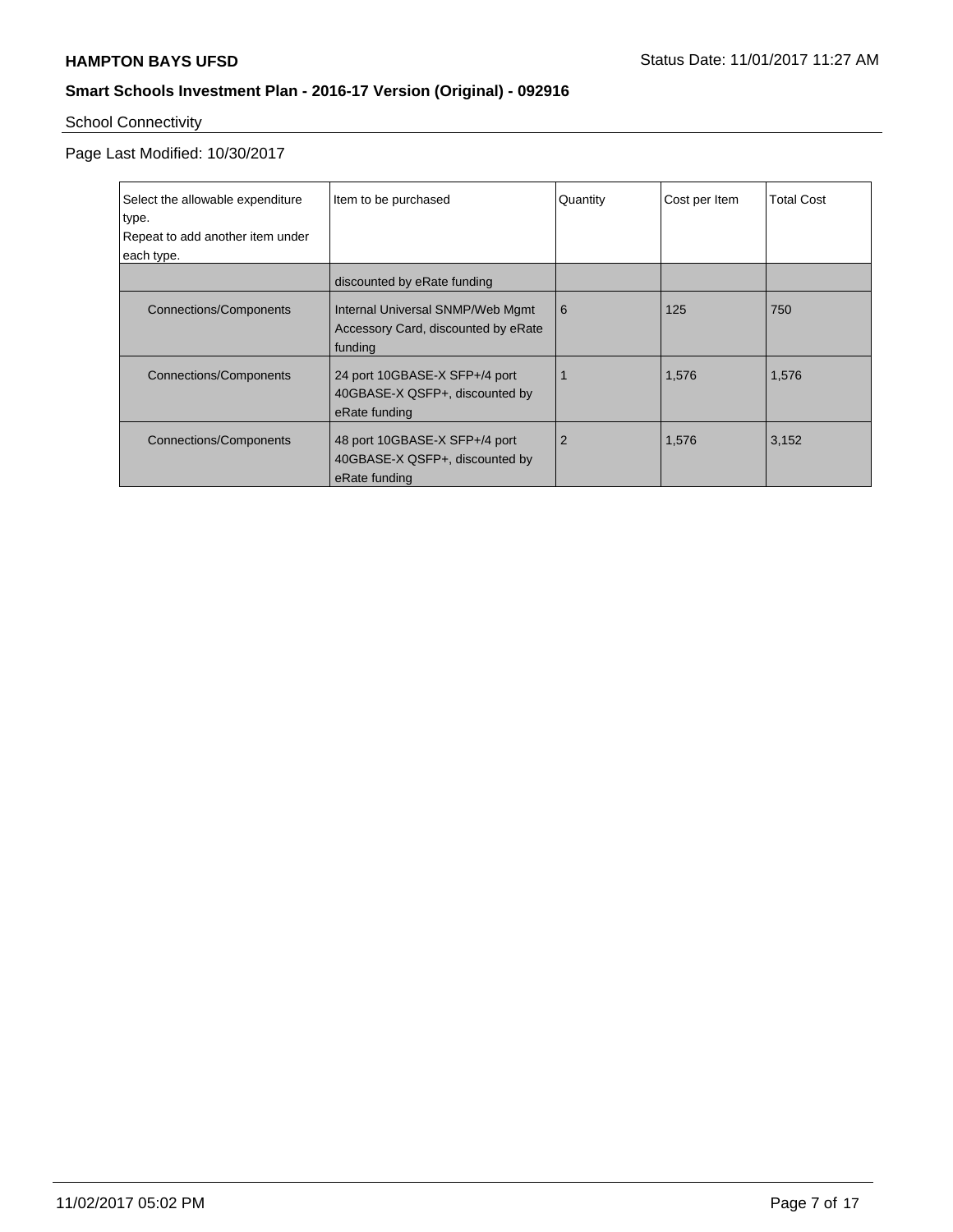School Connectivity

Page Last Modified: 10/30/2017

| Select the allowable expenditure type. Repeat to add another item under each type. | Item to be purchased | Quantity | Cost per Item | Total Cost |
| --- | --- | --- | --- | --- |
| | discounted by eRate funding | | | |
| Connections/Components | Internal Universal SNMP/Web Mgmt Accessory Card, discounted by eRate funding | 6 | 125 | 750 |
| Connections/Components | 24 port 10GBASE-X SFP+/4 port 40GBASE-X QSFP+, discounted by eRate funding | 1 | 1,576 | 1,576 |
| Connections/Components | 48 port 10GBASE-X SFP+/4 port 40GBASE-X QSFP+, discounted by eRate funding | 2 | 1,576 | 3,152 |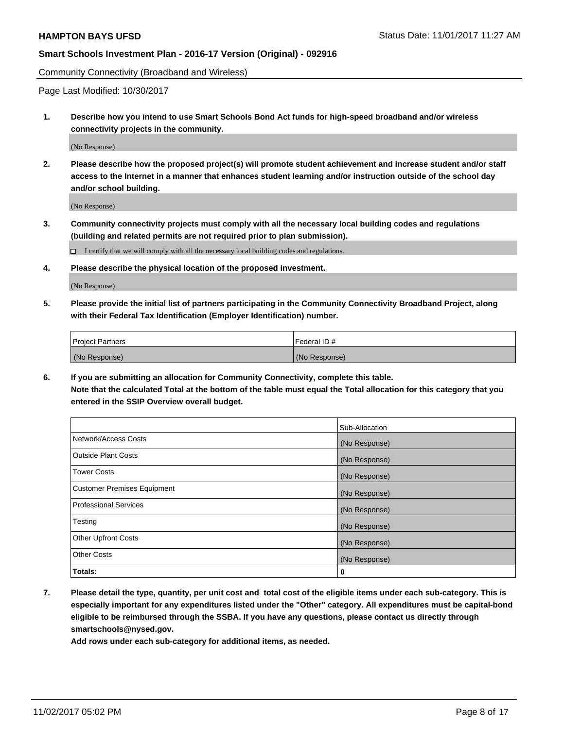Community Connectivity (Broadband and Wireless)

Page Last Modified: 10/30/2017

**1. Describe how you intend to use Smart Schools Bond Act funds for high-speed broadband and/or wireless connectivity projects in the community.**

(No Response)

**2. Please describe how the proposed project(s) will promote student achievement and increase student and/or staff access to the Internet in a manner that enhances student learning and/or instruction outside of the school day and/or school building.**

(No Response)

**3. Community connectivity projects must comply with all the necessary local building codes and regulations (building and related permits are not required prior to plan submission).**

☐ I certify that we will comply with all the necessary local building codes and regulations.

**4. Please describe the physical location of the proposed investment.**

(No Response)

**5. Please provide the initial list of partners participating in the Community Connectivity Broadband Project, along with their Federal Tax Identification (Employer Identification) number.**

| Project Partners | Federal ID # |
|---|---|
| (No Response) | (No Response) |

**6. If you are submitting an allocation for Community Connectivity, complete this table. Note that the calculated Total at the bottom of the table must equal the Total allocation for this category that you entered in the SSIP Overview overall budget.**

| | Sub-Allocation |
|---|---|
| Network/Access Costs | (No Response) |
| Outside Plant Costs | (No Response) |
| Tower Costs | (No Response) |
| Customer Premises Equipment | (No Response) |
| Professional Services | (No Response) |
| Testing | (No Response) |
| Other Upfront Costs | (No Response) |
| Other Costs | (No Response) |
| **Totals:** | **0** |

**7. Please detail the type, quantity, per unit cost and total cost of the eligible items under each sub-category. This is especially important for any expenditures listed under the "Other" category. All expenditures must be capital-bond eligible to be reimbursed through the SSBA. If you have any questions, please contact us directly through smartschools@nysed.gov.**

**Add rows under each sub-category for additional items, as needed.**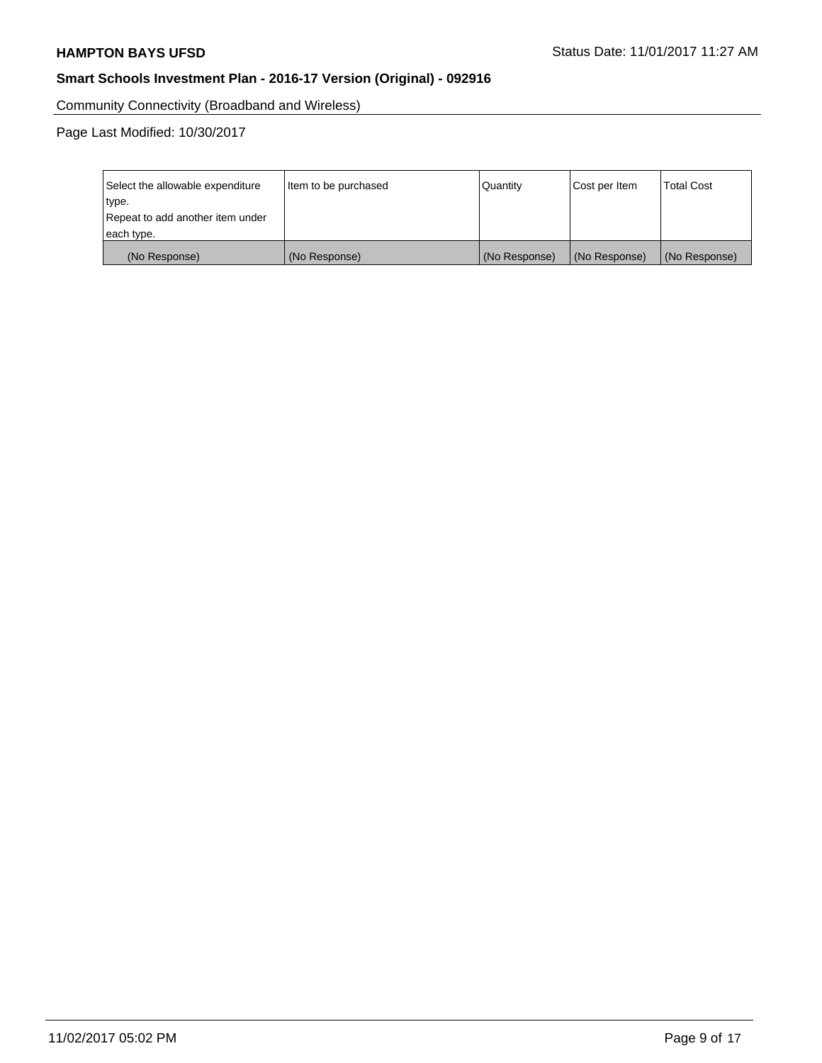**HAMPTON BAYS UFSD** Status Date: 11/01/2017 11:27 AM

**Smart Schools Investment Plan - 2016-17 Version (Original) - 092916**

Community Connectivity (Broadband and Wireless)

Page Last Modified: 10/30/2017

| Select the allowable expenditure type. Repeat to add another item under each type. | Item to be purchased | Quantity | Cost per Item | Total Cost |
|---|---|---|---|---|
| (No Response) | (No Response) | (No Response) | (No Response) | (No Response) |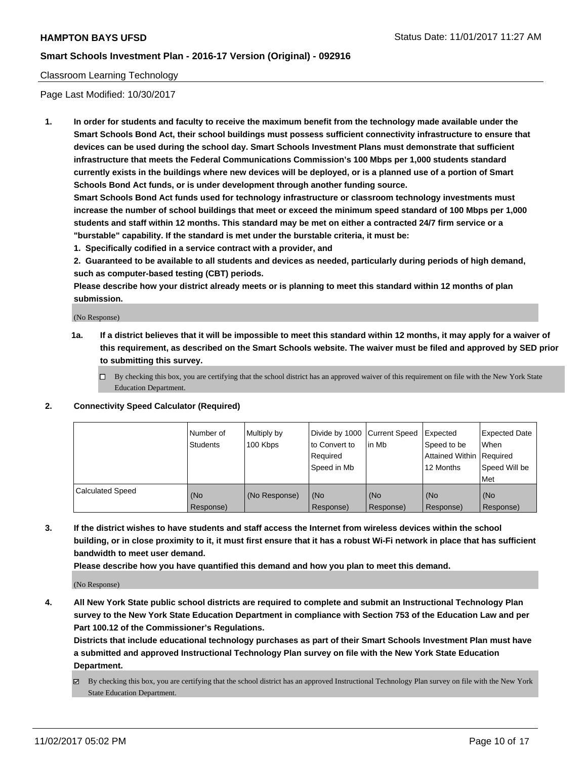Classroom Learning Technology

Page Last Modified: 10/30/2017

**1. In order for students and faculty to receive the maximum benefit from the technology made available under the Smart Schools Bond Act, their school buildings must possess sufficient connectivity infrastructure to ensure that devices can be used during the school day. Smart Schools Investment Plans must demonstrate that sufficient infrastructure that meets the Federal Communications Commission's 100 Mbps per 1,000 students standard currently exists in the buildings where new devices will be deployed, or is a planned use of a portion of Smart Schools Bond Act funds, or is under development through another funding source.**

**Smart Schools Bond Act funds used for technology infrastructure or classroom technology investments must increase the number of school buildings that meet or exceed the minimum speed standard of 100 Mbps per 1,000 students and staff within 12 months. This standard may be met on either a contracted 24/7 firm service or a "burstable" capability. If the standard is met under the burstable criteria, it must be:**

**1. Specifically codified in a service contract with a provider, and**

**2. Guaranteed to be available to all students and devices as needed, particularly during periods of high demand, such as computer-based testing (CBT) periods.**

**Please describe how your district already meets or is planning to meet this standard within 12 months of plan submission.**

(No Response)

**1a. If a district believes that it will be impossible to meet this standard within 12 months, it may apply for a waiver of this requirement, as described on the Smart Schools website. The waiver must be filed and approved by SED prior to submitting this survey.**

☐ By checking this box, you are certifying that the school district has an approved waiver of this requirement on file with the New York State Education Department.

**2. Connectivity Speed Calculator (Required)**

| | Number of Students | Multiply by 100 Kbps | Divide by 1000 to Convert to Required Speed in Mb | Current Speed in Mb | Expected Speed to be Attained Within 12 Months | Expected Date When Required Speed Will be Met |
|---|---|---|---|---|---|---|
| Calculated Speed | (No Response) | (No Response) | (No Response) | (No Response) | (No Response) | (No Response) |

**3. If the district wishes to have students and staff access the Internet from wireless devices within the school building, or in close proximity to it, it must first ensure that it has a robust Wi-Fi network in place that has sufficient bandwidth to meet user demand.**

**Please describe how you have quantified this demand and how you plan to meet this demand.**

(No Response)

**4. All New York State public school districts are required to complete and submit an Instructional Technology Plan survey to the New York State Education Department in compliance with Section 753 of the Education Law and per Part 100.12 of the Commissioner's Regulations.**

**Districts that include educational technology purchases as part of their Smart Schools Investment Plan must have a submitted and approved Instructional Technology Plan survey on file with the New York State Education Department.**

☑ By checking this box, you are certifying that the school district has an approved Instructional Technology Plan survey on file with the New York State Education Department.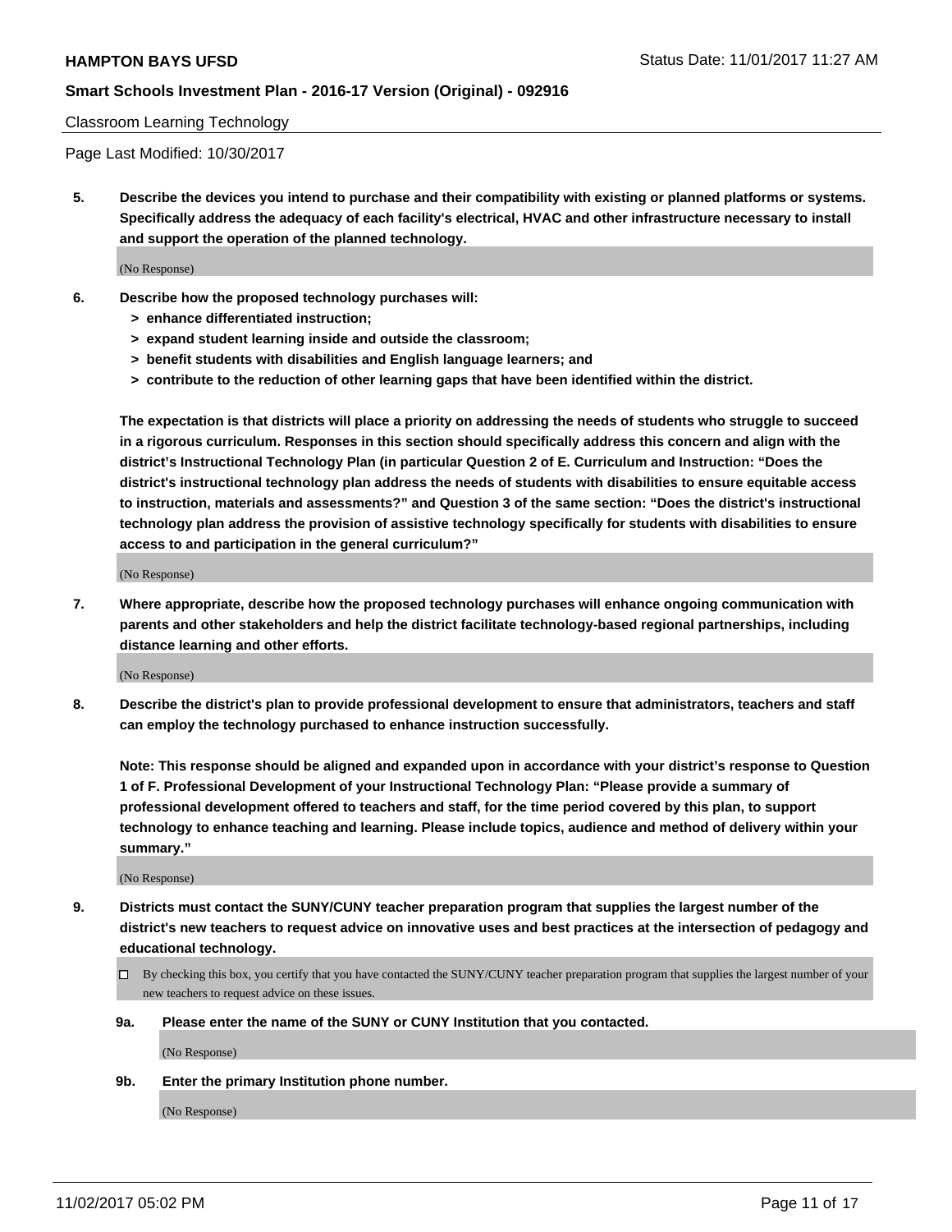Classroom Learning Technology

Page Last Modified: 10/30/2017

**5. Describe the devices you intend to purchase and their compatibility with existing or planned platforms or systems. Specifically address the adequacy of each facility's electrical, HVAC and other infrastructure necessary to install and support the operation of the planned technology.**

(No Response)

**6. Describe how the proposed technology purchases will:**

- **> enhance differentiated instruction;**
- **> expand student learning inside and outside the classroom;**
- **> benefit students with disabilities and English language learners; and**
- **> contribute to the reduction of other learning gaps that have been identified within the district.**

**The expectation is that districts will place a priority on addressing the needs of students who struggle to succeed in a rigorous curriculum. Responses in this section should specifically address this concern and align with the district's Instructional Technology Plan (in particular Question 2 of E. Curriculum and Instruction: "Does the district's instructional technology plan address the needs of students with disabilities to ensure equitable access to instruction, materials and assessments?" and Question 3 of the same section: "Does the district's instructional technology plan address the provision of assistive technology specifically for students with disabilities to ensure access to and participation in the general curriculum?"**

(No Response)

**7. Where appropriate, describe how the proposed technology purchases will enhance ongoing communication with parents and other stakeholders and help the district facilitate technology-based regional partnerships, including distance learning and other efforts.**

(No Response)

**8. Describe the district's plan to provide professional development to ensure that administrators, teachers and staff can employ the technology purchased to enhance instruction successfully.**

**Note: This response should be aligned and expanded upon in accordance with your district's response to Question 1 of F. Professional Development of your Instructional Technology Plan: "Please provide a summary of professional development offered to teachers and staff, for the time period covered by this plan, to support technology to enhance teaching and learning. Please include topics, audience and method of delivery within your summary."**

(No Response)

**9. Districts must contact the SUNY/CUNY teacher preparation program that supplies the largest number of the district's new teachers to request advice on innovative uses and best practices at the intersection of pedagogy and educational technology.**

☐ By checking this box, you certify that you have contacted the SUNY/CUNY teacher preparation program that supplies the largest number of your new teachers to request advice on these issues.

**9a. Please enter the name of the SUNY or CUNY Institution that you contacted.**

(No Response)

**9b. Enter the primary Institution phone number.**

(No Response)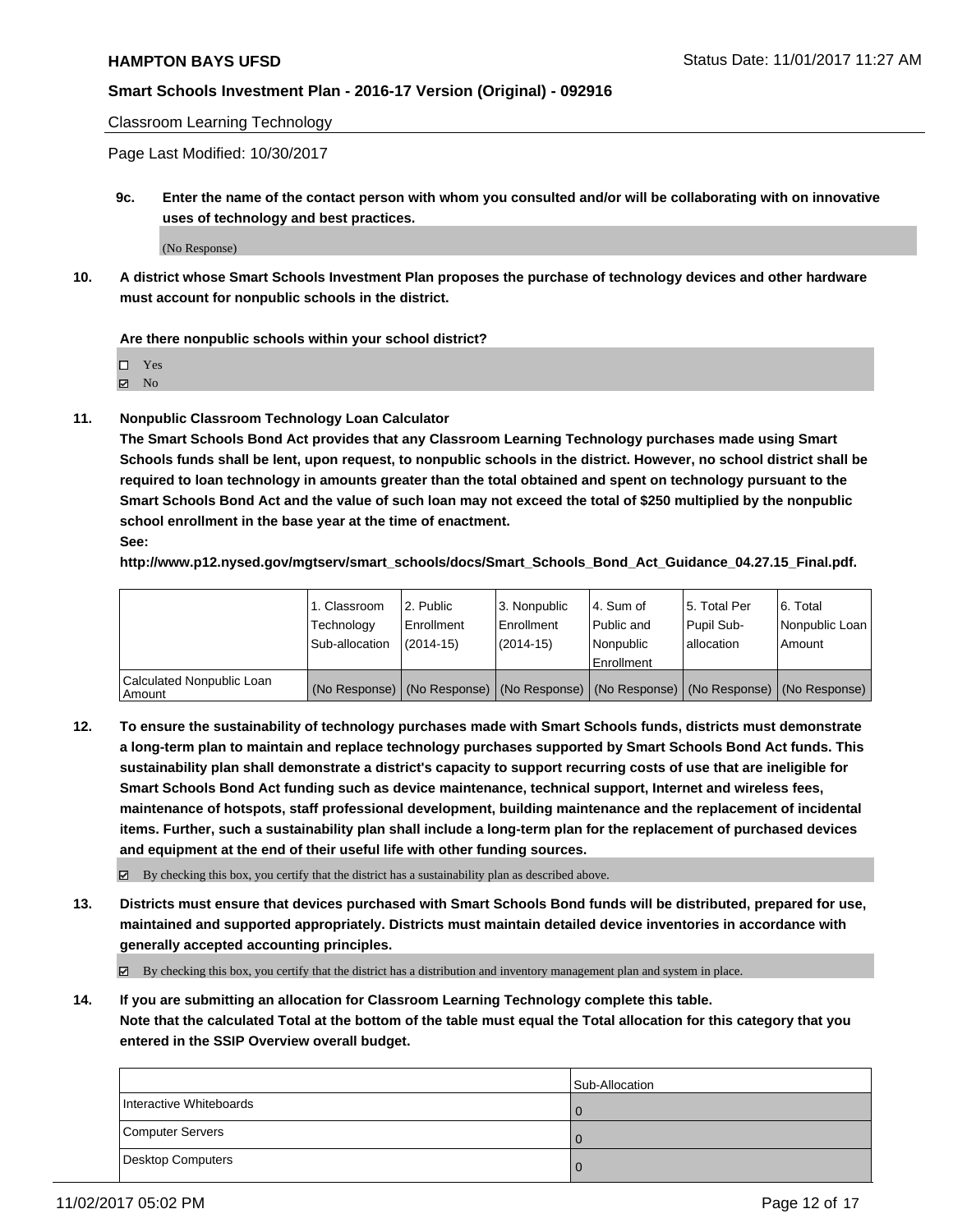Classroom Learning Technology

Page Last Modified: 10/30/2017

**9c. Enter the name of the contact person with whom you consulted and/or will be collaborating with on innovative uses of technology and best practices.**

(No Response)

**10. A district whose Smart Schools Investment Plan proposes the purchase of technology devices and other hardware must account for nonpublic schools in the district.**

**Are there nonpublic schools within your school district?**

- ☐ Yes
- ☑ No

**11. Nonpublic Classroom Technology Loan Calculator**

**The Smart Schools Bond Act provides that any Classroom Learning Technology purchases made using Smart Schools funds shall be lent, upon request, to nonpublic schools in the district. However, no school district shall be required to loan technology in amounts greater than the total obtained and spent on technology pursuant to the Smart Schools Bond Act and the value of such loan may not exceed the total of $250 multiplied by the nonpublic school enrollment in the base year at the time of enactment.**

**See:**

**http://www.p12.nysed.gov/mgtserv/smart_schools/docs/Smart_Schools_Bond_Act_Guidance_04.27.15_Final.pdf.**

| | 1. Classroom Technology Sub-allocation | 2. Public Enrollment (2014-15) | 3. Nonpublic Enrollment (2014-15) | 4. Sum of Public and Nonpublic Enrollment | 5. Total Per Pupil Sub-allocation | 6. Total Nonpublic Loan Amount |
|---|---|---|---|---|---|---|
| Calculated Nonpublic Loan Amount | (No Response) | (No Response) | (No Response) | (No Response) | (No Response) | (No Response) |

**12. To ensure the sustainability of technology purchases made with Smart Schools funds, districts must demonstrate a long-term plan to maintain and replace technology purchases supported by Smart Schools Bond Act funds. This sustainability plan shall demonstrate a district's capacity to support recurring costs of use that are ineligible for Smart Schools Bond Act funding such as device maintenance, technical support, Internet and wireless fees, maintenance of hotspots, staff professional development, building maintenance and the replacement of incidental items. Further, such a sustainability plan shall include a long-term plan for the replacement of purchased devices and equipment at the end of their useful life with other funding sources.**

☑ By checking this box, you certify that the district has a sustainability plan as described above.

**13. Districts must ensure that devices purchased with Smart Schools Bond funds will be distributed, prepared for use, maintained and supported appropriately. Districts must maintain detailed device inventories in accordance with generally accepted accounting principles.**

☑ By checking this box, you certify that the district has a distribution and inventory management plan and system in place.

**14. If you are submitting an allocation for Classroom Learning Technology complete this table. Note that the calculated Total at the bottom of the table must equal the Total allocation for this category that you entered in the SSIP Overview overall budget.**

| | Sub-Allocation |
|---|---|
| Interactive Whiteboards | 0 |
| Computer Servers | 0 |
| Desktop Computers | 0 |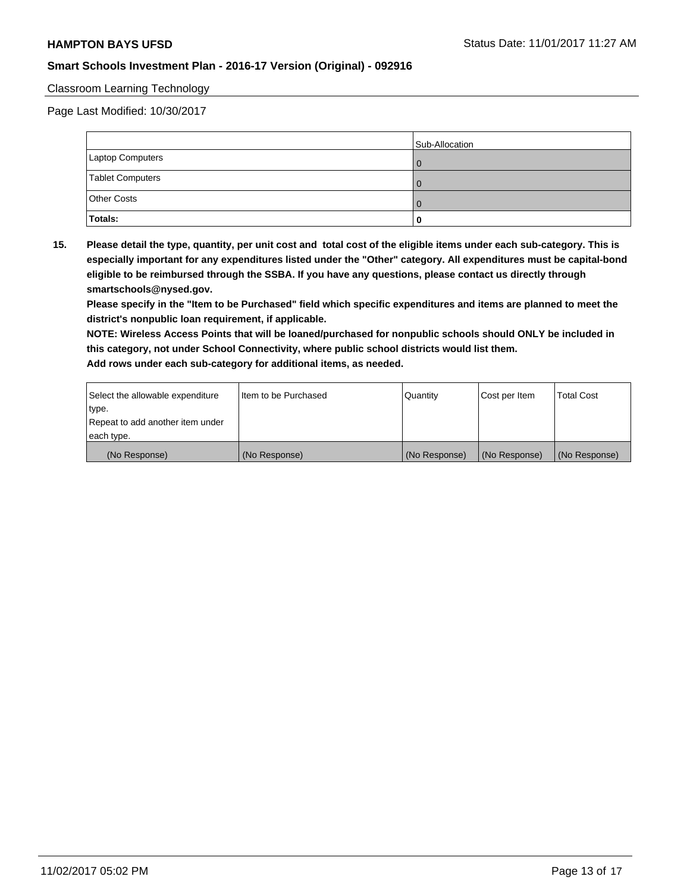Classroom Learning Technology

Page Last Modified: 10/30/2017

| | Sub-Allocation |
|---|---|
| Laptop Computers | 0 |
| Tablet Computers | 0 |
| Other Costs | 0 |
| **Totals:** | **0** |

**15. Please detail the type, quantity, per unit cost and total cost of the eligible items under each sub-category. This is especially important for any expenditures listed under the "Other" category. All expenditures must be capital-bond eligible to be reimbursed through the SSBA. If you have any questions, please contact us directly through smartschools@nysed.gov.**

**Please specify in the "Item to be Purchased" field which specific expenditures and items are planned to meet the district's nonpublic loan requirement, if applicable.**

**NOTE: Wireless Access Points that will be loaned/purchased for nonpublic schools should ONLY be included in this category, not under School Connectivity, where public school districts would list them.**

**Add rows under each sub-category for additional items, as needed.**

| Select the allowable expenditure type. Repeat to add another item under each type. | Item to be Purchased | Quantity | Cost per Item | Total Cost |
|---|---|---|---|---|
| (No Response) | (No Response) | (No Response) | (No Response) | (No Response) |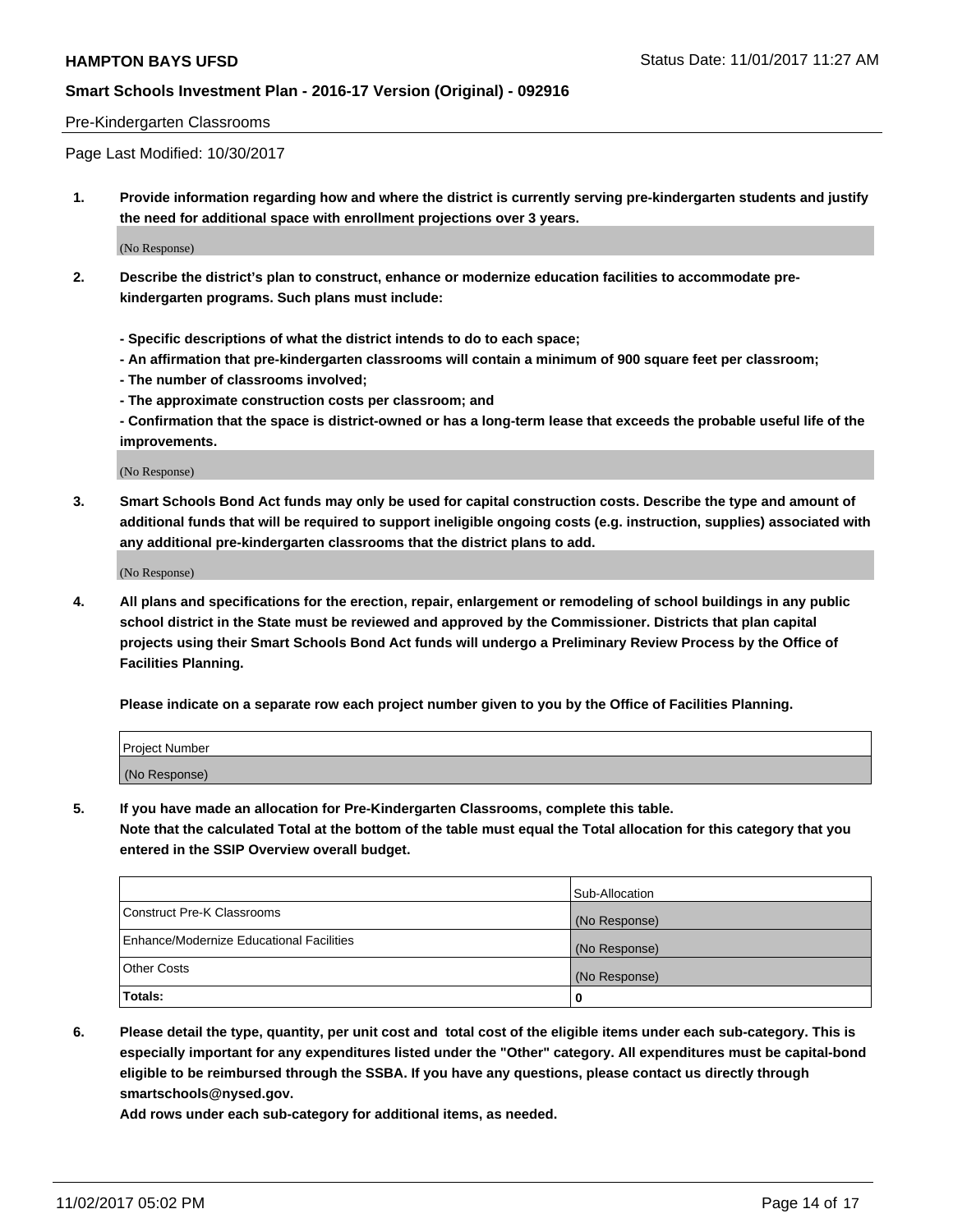Pre-Kindergarten Classrooms

Page Last Modified: 10/30/2017

**1. Provide information regarding how and where the district is currently serving pre-kindergarten students and justify the need for additional space with enrollment projections over 3 years.**

(No Response)

**2. Describe the district's plan to construct, enhance or modernize education facilities to accommodate pre-kindergarten programs. Such plans must include:**

**- Specific descriptions of what the district intends to do to each space;**

**- An affirmation that pre-kindergarten classrooms will contain a minimum of 900 square feet per classroom;**

**- The number of classrooms involved;**

**- The approximate construction costs per classroom; and**

**- Confirmation that the space is district-owned or has a long-term lease that exceeds the probable useful life of the improvements.**

(No Response)

**3. Smart Schools Bond Act funds may only be used for capital construction costs. Describe the type and amount of additional funds that will be required to support ineligible ongoing costs (e.g. instruction, supplies) associated with any additional pre-kindergarten classrooms that the district plans to add.**

(No Response)

**4. All plans and specifications for the erection, repair, enlargement or remodeling of school buildings in any public school district in the State must be reviewed and approved by the Commissioner. Districts that plan capital projects using their Smart Schools Bond Act funds will undergo a Preliminary Review Process by the Office of Facilities Planning.**

**Please indicate on a separate row each project number given to you by the Office of Facilities Planning.**

| Project Number |
| --- |
| (No Response) |

**5. If you have made an allocation for Pre-Kindergarten Classrooms, complete this table.**
**Note that the calculated Total at the bottom of the table must equal the Total allocation for this category that you entered in the SSIP Overview overall budget.**

| | Sub-Allocation |
| --- | --- |
| Construct Pre-K Classrooms | (No Response) |
| Enhance/Modernize Educational Facilities | (No Response) |
| Other Costs | (No Response) |
| **Totals:** | **0** |

**6. Please detail the type, quantity, per unit cost and total cost of the eligible items under each sub-category. This is especially important for any expenditures listed under the "Other" category. All expenditures must be capital-bond eligible to be reimbursed through the SSBA. If you have any questions, please contact us directly through smartschools@nysed.gov.**

**Add rows under each sub-category for additional items, as needed.**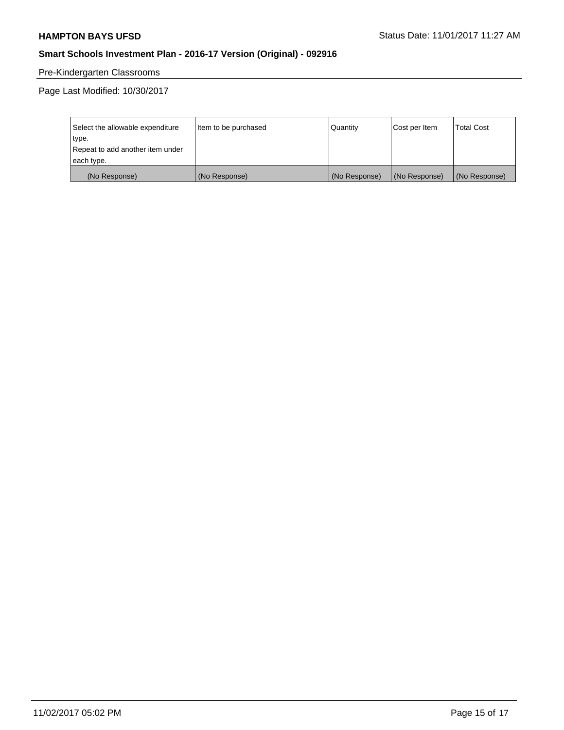Pre-Kindergarten Classrooms

Page Last Modified: 10/30/2017

| Select the allowable expenditure type. Repeat to add another item under each type. | Item to be purchased | Quantity | Cost per Item | Total Cost |
|---|---|---|---|---|
| (No Response) | (No Response) | (No Response) | (No Response) | (No Response) |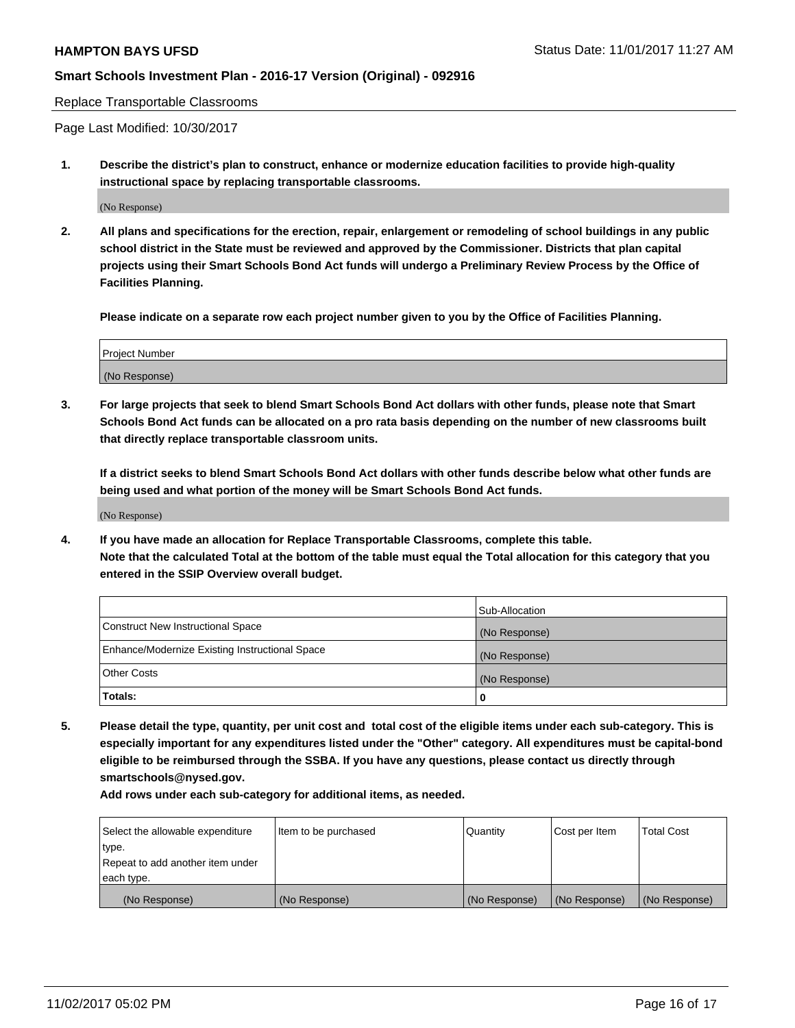Replace Transportable Classrooms

Page Last Modified: 10/30/2017

**1. Describe the district's plan to construct, enhance or modernize education facilities to provide high-quality instructional space by replacing transportable classrooms.**

(No Response)

**2. All plans and specifications for the erection, repair, enlargement or remodeling of school buildings in any public school district in the State must be reviewed and approved by the Commissioner. Districts that plan capital projects using their Smart Schools Bond Act funds will undergo a Preliminary Review Process by the Office of Facilities Planning.**

**Please indicate on a separate row each project number given to you by the Office of Facilities Planning.**

| Project Number |
|---|
| (No Response) |

**3. For large projects that seek to blend Smart Schools Bond Act dollars with other funds, please note that Smart Schools Bond Act funds can be allocated on a pro rata basis depending on the number of new classrooms built that directly replace transportable classroom units.**

**If a district seeks to blend Smart Schools Bond Act dollars with other funds describe below what other funds are being used and what portion of the money will be Smart Schools Bond Act funds.**

(No Response)

**4. If you have made an allocation for Replace Transportable Classrooms, complete this table.**
**Note that the calculated Total at the bottom of the table must equal the Total allocation for this category that you entered in the SSIP Overview overall budget.**

| | Sub-Allocation |
|---|---|
| Construct New Instructional Space | (No Response) |
| Enhance/Modernize Existing Instructional Space | (No Response) |
| Other Costs | (No Response) |
| **Totals:** | **0** |

**5. Please detail the type, quantity, per unit cost and total cost of the eligible items under each sub-category. This is especially important for any expenditures listed under the "Other" category. All expenditures must be capital-bond eligible to be reimbursed through the SSBA. If you have any questions, please contact us directly through smartschools@nysed.gov.**

**Add rows under each sub-category for additional items, as needed.**

| Select the allowable expenditure type. Repeat to add another item under each type. | Item to be purchased | Quantity | Cost per Item | Total Cost |
|---|---|---|---|---|
| (No Response) | (No Response) | (No Response) | (No Response) | (No Response) |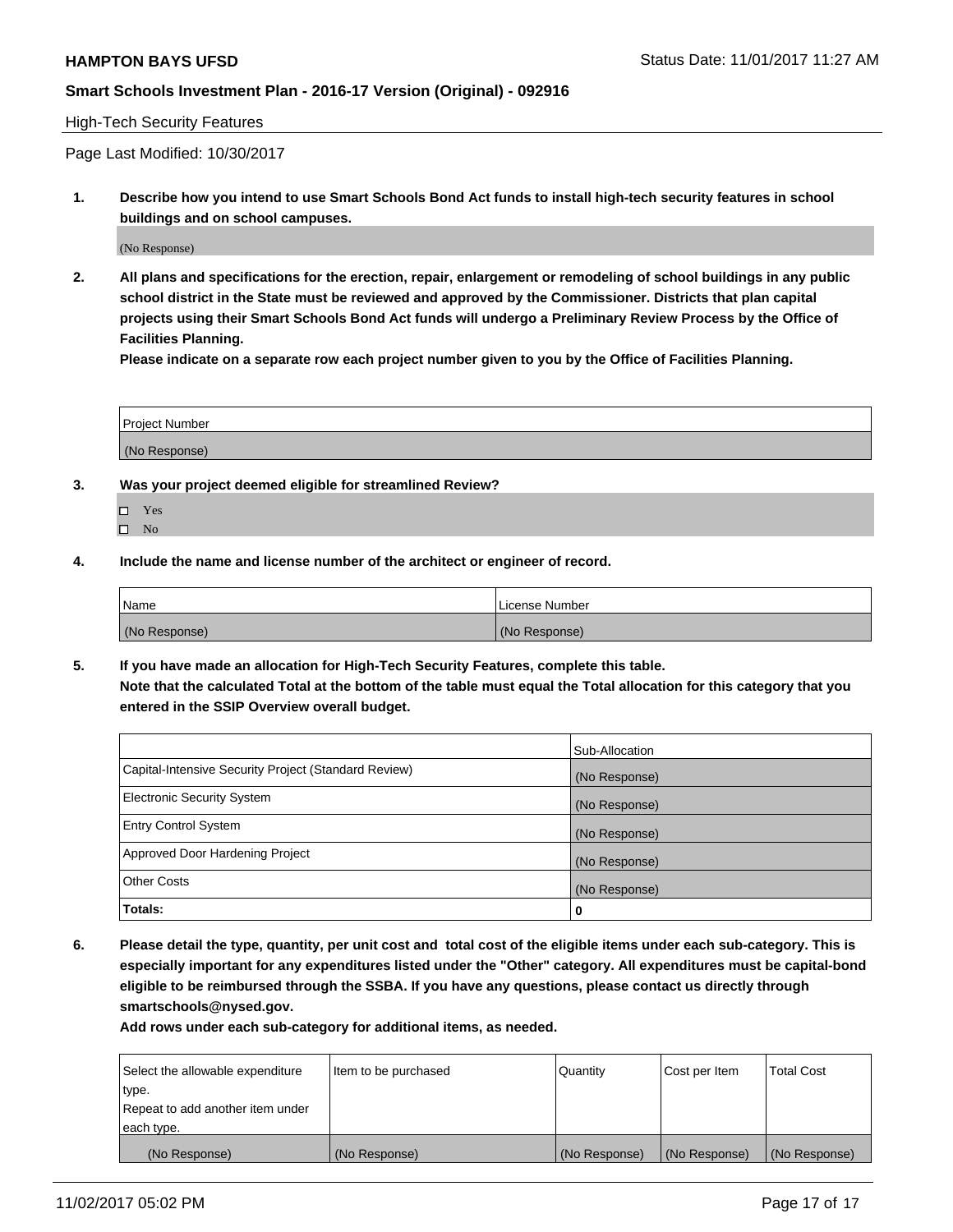High-Tech Security Features

Page Last Modified: 10/30/2017

**1. Describe how you intend to use Smart Schools Bond Act funds to install high-tech security features in school buildings and on school campuses.**

(No Response)

**2. All plans and specifications for the erection, repair, enlargement or remodeling of school buildings in any public school district in the State must be reviewed and approved by the Commissioner. Districts that plan capital projects using their Smart Schools Bond Act funds will undergo a Preliminary Review Process by the Office of Facilities Planning.**

**Please indicate on a separate row each project number given to you by the Office of Facilities Planning.**

| Project Number |
|---|
| (No Response) |

**3. Was your project deemed eligible for streamlined Review?**

- ☐ Yes
- ☐ No

**4. Include the name and license number of the architect or engineer of record.**

| Name | License Number |
|---|---|
| (No Response) | (No Response) |

**5. If you have made an allocation for High-Tech Security Features, complete this table.**
**Note that the calculated Total at the bottom of the table must equal the Total allocation for this category that you entered in the SSIP Overview overall budget.**

| | Sub-Allocation |
|---|---|
| Capital-Intensive Security Project (Standard Review) | (No Response) |
| Electronic Security System | (No Response) |
| Entry Control System | (No Response) |
| Approved Door Hardening Project | (No Response) |
| Other Costs | (No Response) |
| **Totals:** | **0** |

**6. Please detail the type, quantity, per unit cost and total cost of the eligible items under each sub-category. This is especially important for any expenditures listed under the "Other" category. All expenditures must be capital-bond eligible to be reimbursed through the SSBA. If you have any questions, please contact us directly through smartschools@nysed.gov.**

**Add rows under each sub-category for additional items, as needed.**

| Select the allowable expenditure type. Repeat to add another item under each type. | Item to be purchased | Quantity | Cost per Item | Total Cost |
|---|---|---|---|---|
| (No Response) | (No Response) | (No Response) | (No Response) | (No Response) |